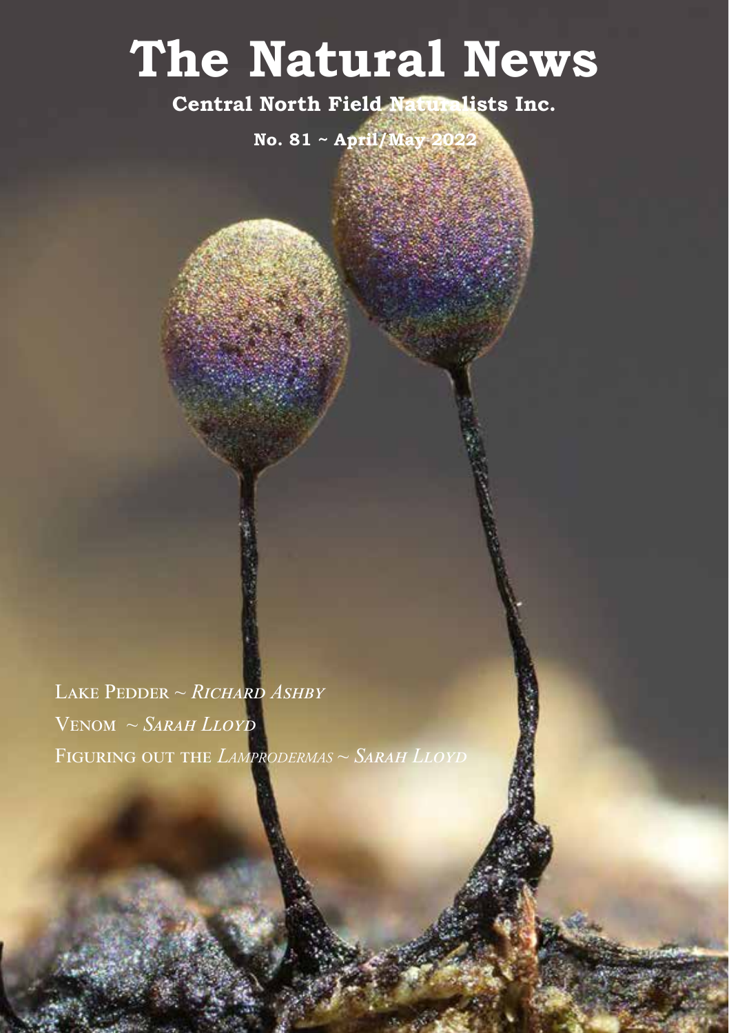# The Natural News

**Central North Field Naturalists Inc.**

**No. 81 ~ April/May 2022**

LAKE PEDDER ~ *RICHARD ASHBY*

VENOM ~ *SARAH LLOYD*

FIGURING OUT THE *LAMPRODERMAS* ~ *SARAH LLOYD*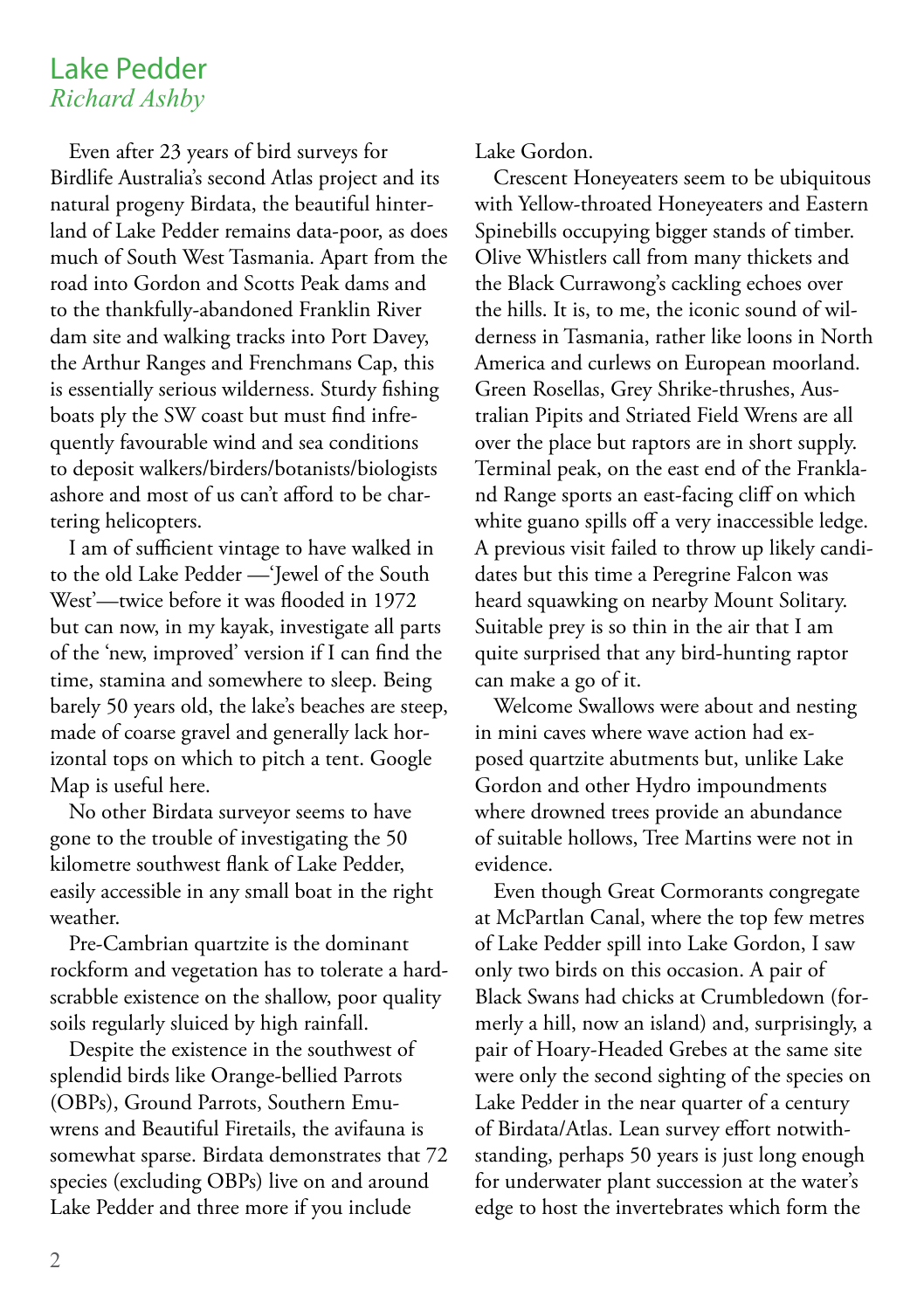# Lake Pedder

*Richard Ashby*

Even after 23 years of bird surveys for Birdlife Australia's second Atlas project and its natural progeny Birdata, the beautiful hinterland of Lake Pedder remains data-poor, as does much of South West Tasmania. Apart from the road into Gordon and Scotts Peak dams and to the thankfully-abandoned Franklin River dam site and walking tracks into Port Davey, the Arthur Ranges and Frenchmans Cap, this is essentially serious wilderness. Sturdy fishing boats ply the SW coast but must find infrequently favourable wind and sea conditions to deposit walkers/birders/botanists/biologists ashore and most of us can't afford to be chartering helicopters.

I am of sufficient vintage to have walked in to the old Lake Pedder —'Jewel of the South West'—twice before it was flooded in 1972 but can now, in my kayak, investigate all parts of the 'new, improved' version if I can find the time, stamina and somewhere to sleep. Being barely 50 years old, the lake's beaches are steep, made of coarse gravel and generally lack horizontal tops on which to pitch a tent. Google Map is useful here.

No other Birdata surveyor seems to have gone to the trouble of investigating the 50 kilometre southwest flank of Lake Pedder, easily accessible in any small boat in the right weather.

Pre-Cambrian quartzite is the dominant rockform and vegetation has to tolerate a hardscrabble existence on the shallow, poor quality soils regularly sluiced by high rainfall.

Despite the existence in the southwest of splendid birds like Orange-bellied Parrots (OBPs), Ground Parrots, Southern Emu-wrens and Beautiful Firetails, the avifauna is somewhat sparse. Birdata demonstrates that 72 species (excluding OBPs) live on and around Lake Pedder and three more if you include Lake Gordon.

Crescent Honeyeaters seem to be ubiquitous with Yellow-throated Honeyeaters and Eastern Spinebills occupying bigger stands of timber. Olive Whistlers call from many thickets and the Black Currawong's cackling echoes over the hills. It is, to me, the iconic sound of wilderness in Tasmania, rather like loons in North America and curlews on European moorland. Green Rosellas, Grey Shrike-thrushes, Australian Pipits and Striated Field Wrens are all over the place but raptors are in short supply. Terminal peak, on the east end of the Frankland Range sports an east-facing cliff on which white guano spills off a very inaccessible ledge. A previous visit failed to throw up likely candidates but this time a Peregrine Falcon was heard squawking on nearby Mount Solitary. Suitable prey is so thin in the air that I am quite surprised that any bird-hunting raptor can make a go of it.

Welcome Swallows were about and nesting in mini caves where wave action had exposed quartzite abutments but, unlike Lake Gordon and other Hydro impoundments where drowned trees provide an abundance of suitable hollows, Tree Martins were not in evidence.

Even though Great Cormorants congregate at McPartlan Canal, where the top few metres of Lake Pedder spill into Lake Gordon, I saw only two birds on this occasion. A pair of Black Swans had chicks at Crumbledown (formerly a hill, now an island) and, surprisingly, a pair of Hoary-Headed Grebes at the same site were only the second sighting of the species on Lake Pedder in the near quarter of a century of Birdata/Atlas. Lean survey effort notwithstanding, perhaps 50 years is just long enough for underwater plant succession at the water's edge to host the invertebrates which form the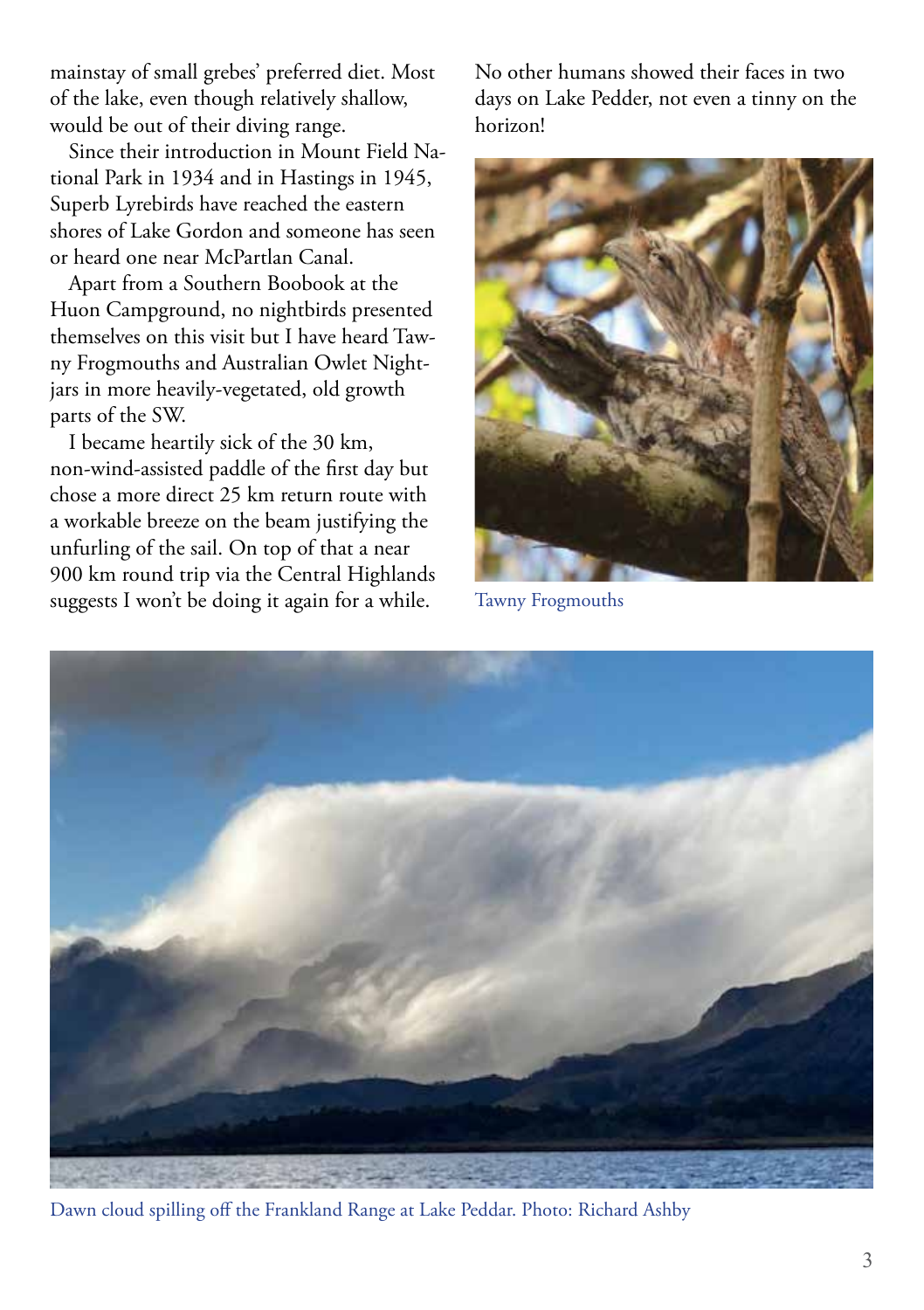mainstay of small grebes' preferred diet. Most of the lake, even though relatively shallow, would be out of their diving range.

Since their introduction in Mount Field National Park in 1934 and in Hastings in 1945, Superb Lyrebirds have reached the eastern shores of Lake Gordon and someone has seen or heard one near McPartlan Canal.

Apart from a Southern Boobook at the Huon Campground, no nightbirds presented themselves on this visit but I have heard Tawny Frogmouths and Australian Owlet Nightjars in more heavily-vegetated, old growth parts of the SW.

I became heartily sick of the 30 km, non-wind-assisted paddle of the first day but chose a more direct 25 km return route with a workable breeze on the beam justifying the unfurling of the sail. On top of that a near 900 km round trip via the Central Highlands suggests I won't be doing it again for a while.

No other humans showed their faces in two days on Lake Pedder, not even a tinny on the horizon!

Tawny Frogmouths

Dawn cloud spilling off the Frankland Range at Lake Peddar. Photo: Richard Ashby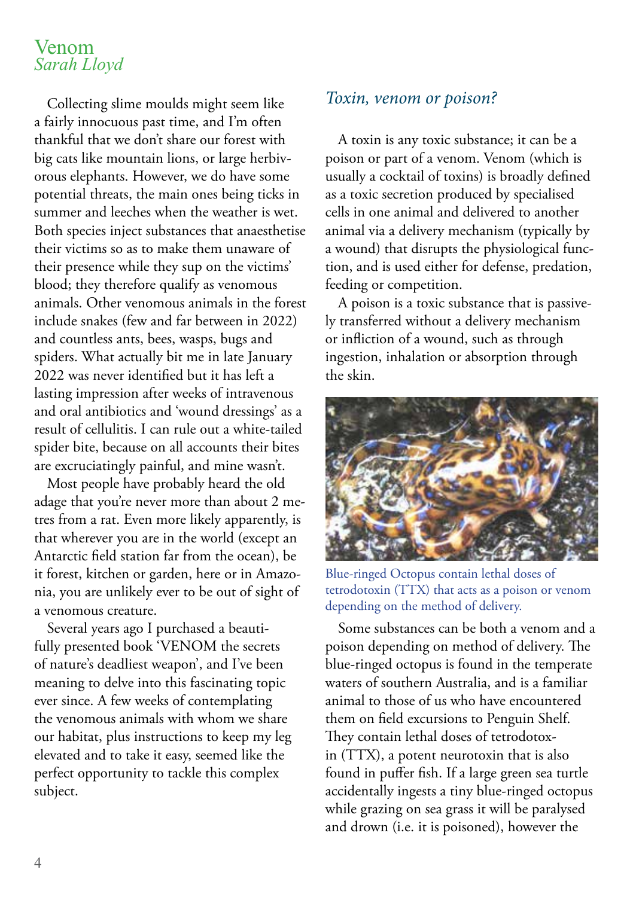# Venom

*Sarah Lloyd*

Collecting slime moulds might seem like a fairly innocuous past time, and I'm often thankful that we don't share our forest with big cats like mountain lions, or large herbivorous elephants. However, we do have some potential threats, the main ones being ticks in summer and leeches when the weather is wet. Both species inject substances that anaesthetise their victims so as to make them unaware of their presence while they sup on the victims' blood; they therefore qualify as venomous animals. Other venomous animals in the forest include snakes (few and far between in 2022) and countless ants, bees, wasps, bugs and spiders. What actually bit me in late January 2022 was never identified but it has left a lasting impression after weeks of intravenous and oral antibiotics and 'wound dressings' as a result of cellulitis. I can rule out a white-tailed spider bite, because on all accounts their bites are excruciatingly painful, and mine wasn't.

Most people have probably heard the old adage that you're never more than about 2 metres from a rat. Even more likely apparently, is that wherever you are in the world (except an Antarctic field station far from the ocean), be it forest, kitchen or garden, here or in Amazonia, you are unlikely ever to be out of sight of a venomous creature.

Several years ago I purchased a beautifully presented book 'VENOM the secrets of nature's deadliest weapon', and I've been meaning to delve into this fascinating topic ever since. A few weeks of contemplating the venomous animals with whom we share our habitat, plus instructions to keep my leg elevated and to take it easy, seemed like the perfect opportunity to tackle this complex subject.

## *Toxin, venom or poison?*

A toxin is any toxic substance; it can be a poison or part of a venom. Venom (which is usually a cocktail of toxins) is broadly defined as a toxic secretion produced by specialised cells in one animal and delivered to another animal via a delivery mechanism (typically by a wound) that disrupts the physiological function, and is used either for defense, predation, feeding or competition.

A poison is a toxic substance that is passively transferred without a delivery mechanism or infliction of a wound, such as through ingestion, inhalation or absorption through the skin.

Blue-ringed Octopus contain lethal doses of tetrodotoxin (TTX) that acts as a poison or venom depending on the method of delivery.

Some substances can be both a venom and a poison depending on method of delivery. The blue-ringed octopus is found in the temperate waters of southern Australia, and is a familiar animal to those of us who have encountered them on field excursions to Penguin Shelf. They contain lethal doses of tetrodotoxin (TTX), a potent neurotoxin that is also found in puffer fish. If a large green sea turtle accidentally ingests a tiny blue-ringed octopus while grazing on sea grass it will be paralysed and drown (i.e. it is poisoned), however the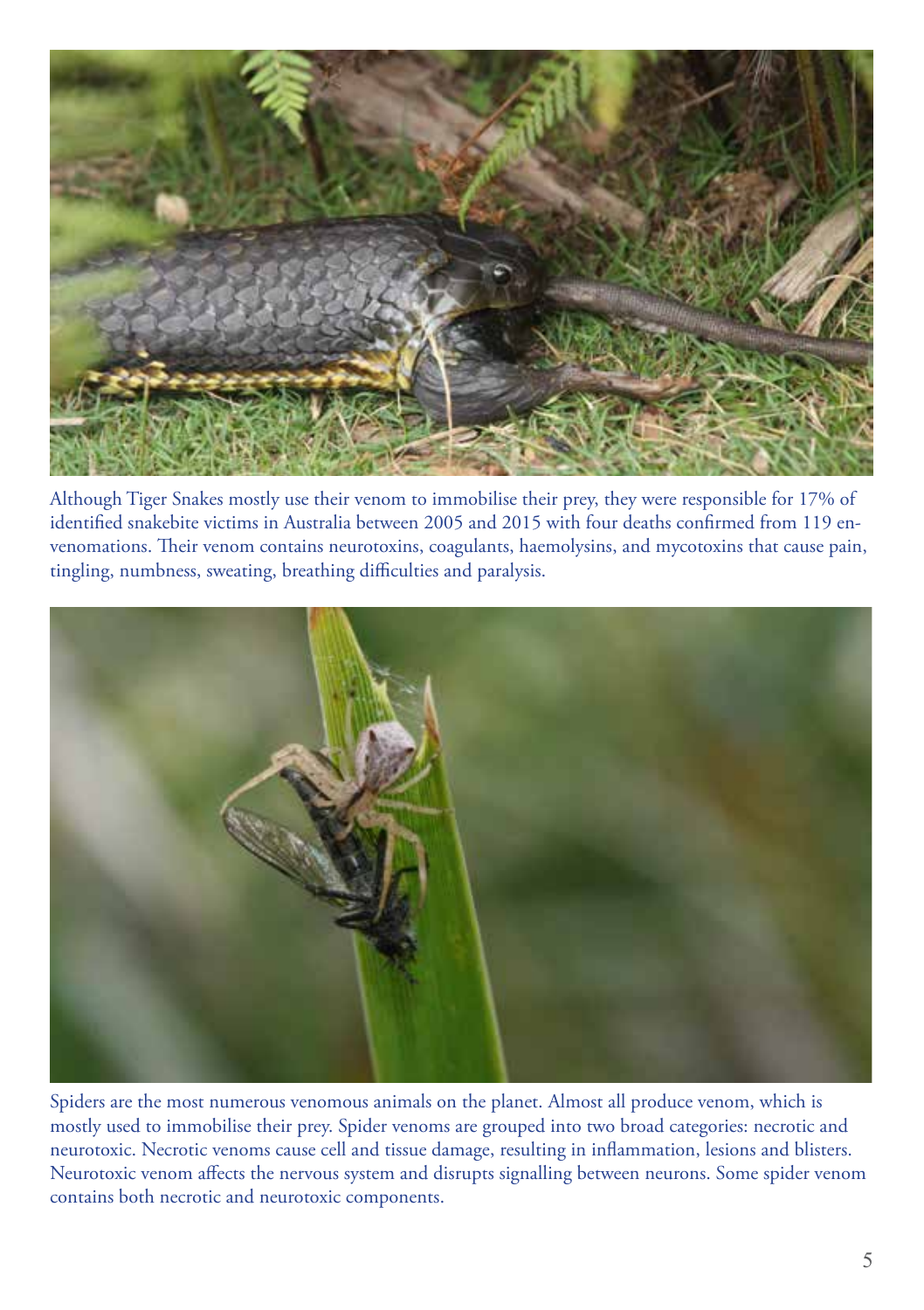Although Tiger Snakes mostly use their venom to immobilise their prey, they were responsible for 17% of identified snakebite victims in Australia between 2005 and 2015 with four deaths confirmed from 119 envenomations. Their venom contains neurotoxins, coagulants, haemolysins, and mycotoxins that cause pain, tingling, numbness, sweating, breathing difficulties and paralysis.

Spiders are the most numerous venomous animals on the planet. Almost all produce venom, which is mostly used to immobilise their prey. Spider venoms are grouped into two broad categories: necrotic and neurotoxic. Necrotic venoms cause cell and tissue damage, resulting in inflammation, lesions and blisters. Neurotoxic venom affects the nervous system and disrupts signalling between neurons. Some spider venom contains both necrotic and neurotoxic components.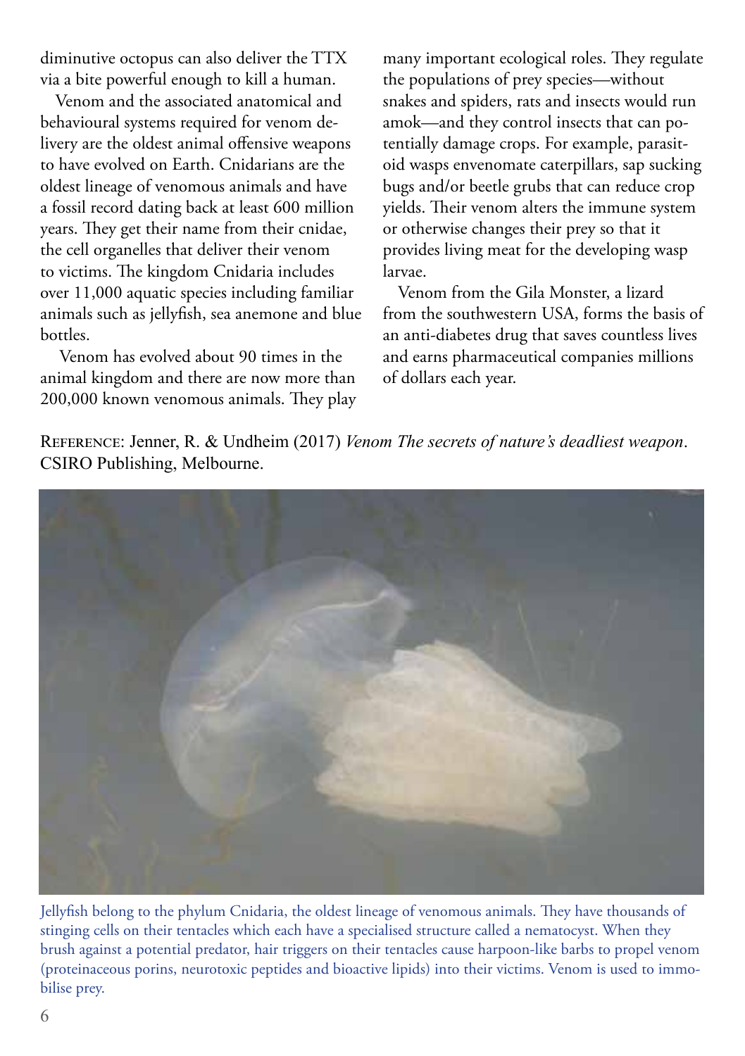diminutive octopus can also deliver the TTX via a bite powerful enough to kill a human.

Venom and the associated anatomical and behavioural systems required for venom delivery are the oldest animal offensive weapons to have evolved on Earth. Cnidarians are the oldest lineage of venomous animals and have a fossil record dating back at least 600 million years. They get their name from their cnidae, the cell organelles that deliver their venom to victims. The kingdom Cnidaria includes over 11,000 aquatic species including familiar animals such as jellyfish, sea anemone and blue bottles.

Venom has evolved about 90 times in the animal kingdom and there are now more than 200,000 known venomous animals. They play many important ecological roles. They regulate the populations of prey species—without snakes and spiders, rats and insects would run amok—and they control insects that can potentially damage crops. For example, parasitoid wasps envenomate caterpillars, sap sucking bugs and/or beetle grubs that can reduce crop yields. Their venom alters the immune system or otherwise changes their prey so that it provides living meat for the developing wasp larvae.

Venom from the Gila Monster, a lizard from the southwestern USA, forms the basis of an anti-diabetes drug that saves countless lives and earns pharmaceutical companies millions of dollars each year.

Reference: Jenner, R. & Undheim (2017) *Venom The secrets of nature's deadliest weapon*. CSIRO Publishing, Melbourne.

Jellyfish belong to the phylum Cnidaria, the oldest lineage of venomous animals. They have thousands of stinging cells on their tentacles which each have a specialised structure called a nematocyst. When they brush against a potential predator, hair triggers on their tentacles cause harpoon-like barbs to propel venom (proteinaceous porins, neurotoxic peptides and bioactive lipids) into their victims. Venom is used to immobilise prey.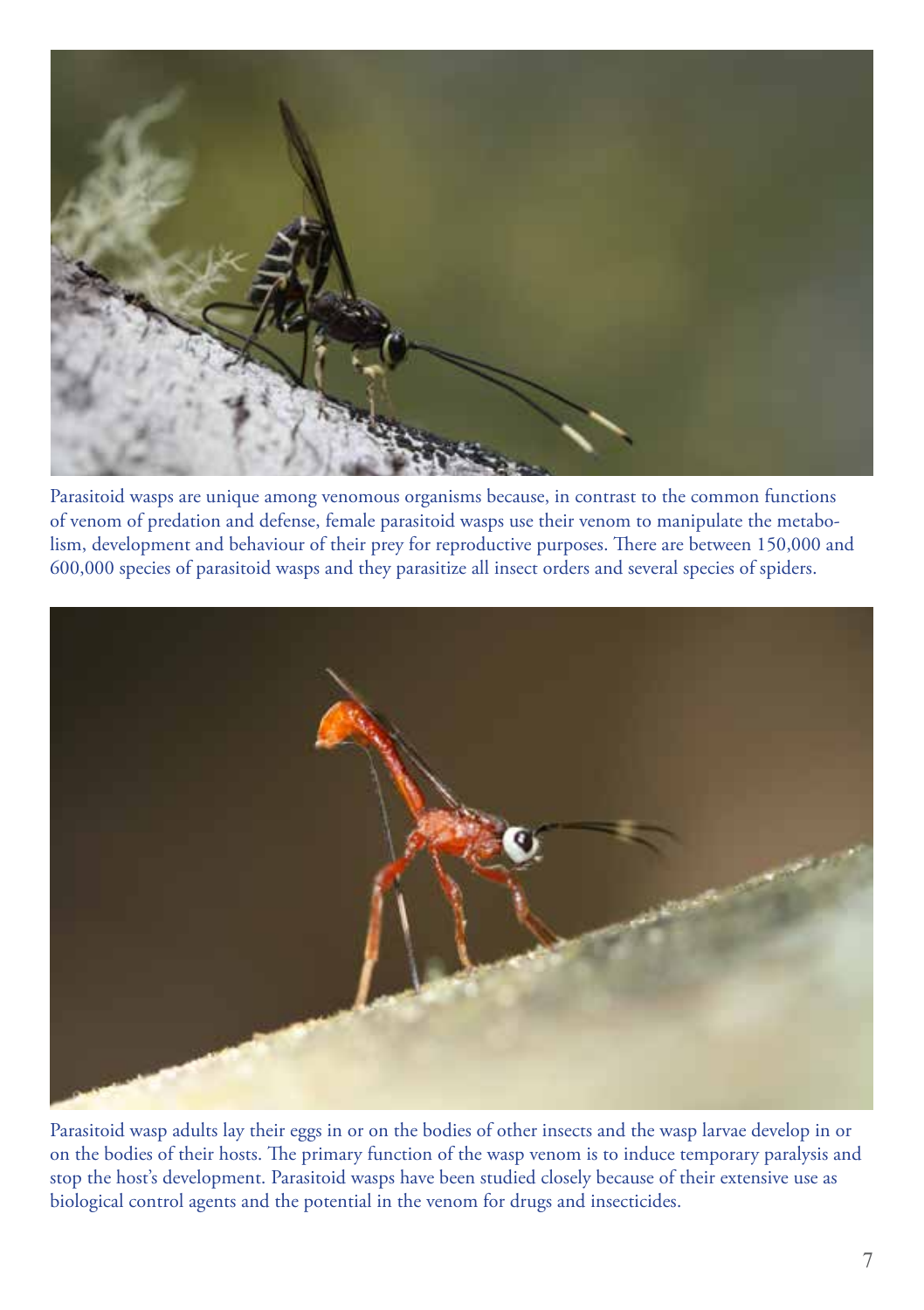Parasitoid wasps are unique among venomous organisms because, in contrast to the common functions of venom of predation and defense, female parasitoid wasps use their venom to manipulate the metabolism, development and behaviour of their prey for reproductive purposes. There are between 150,000 and 600,000 species of parasitoid wasps and they parasitize all insect orders and several species of spiders.

Parasitoid wasp adults lay their eggs in or on the bodies of other insects and the wasp larvae develop in or on the bodies of their hosts. The primary function of the wasp venom is to induce temporary paralysis and stop the host's development. Parasitoid wasps have been studied closely because of their extensive use as biological control agents and the potential in the venom for drugs and insecticides.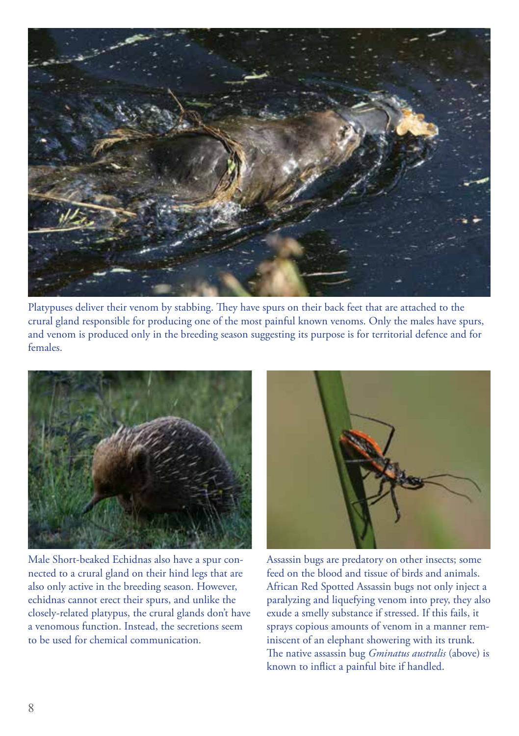Platypuses deliver their venom by stabbing. They have spurs on their back feet that are attached to the crural gland responsible for producing one of the most painful known venoms. Only the males have spurs, and venom is produced only in the breeding season suggesting its purpose is for territorial defence and for females.

Male Short-beaked Echidnas also have a spur connected to a crural gland on their hind legs that are also only active in the breeding season. However, echidnas cannot erect their spurs, and unlike the closely-related platypus, the crural glands don't have a venomous function. Instead, the secretions seem to be used for chemical communication.

Assassin bugs are predatory on other insects; some feed on the blood and tissue of birds and animals. African Red Spotted Assassin bugs not only inject a paralyzing and liquefying venom into prey, they also exude a smelly substance if stressed. If this fails, it sprays copious amounts of venom in a manner reminiscent of an elephant showering with its trunk. The native assassin bug *Gminatus australis* (above) is known to inflict a painful bite if handled.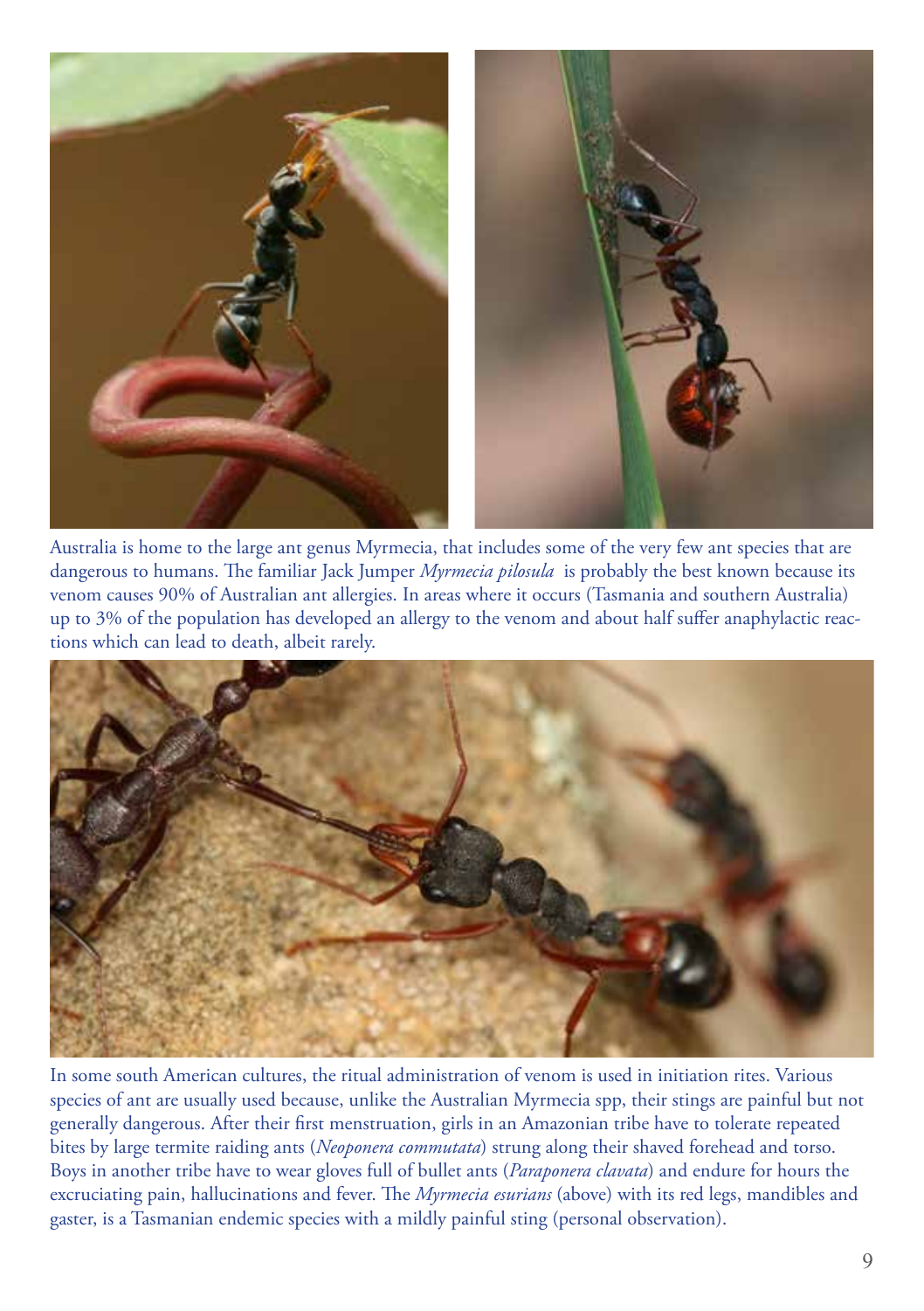Australia is home to the large ant genus Myrmecia, that includes some of the very few ant species that are dangerous to humans. The familiar Jack Jumper *Myrmecia pilosula* is probably the best known because its venom causes 90% of Australian ant allergies. In areas where it occurs (Tasmania and southern Australia) up to 3% of the population has developed an allergy to the venom and about half suffer anaphylactic reactions which can lead to death, albeit rarely.

In some south American cultures, the ritual administration of venom is used in initiation rites. Various species of ant are usually used because, unlike the Australian Myrmecia spp, their stings are painful but not generally dangerous. After their first menstruation, girls in an Amazonian tribe have to tolerate repeated bites by large termite raiding ants (*Neoponera commutata*) strung along their shaved forehead and torso. Boys in another tribe have to wear gloves full of bullet ants (*Paraponera clavata*) and endure for hours the excruciating pain, hallucinations and fever. The *Myrmecia esurians* (above) with its red legs, mandibles and gaster, is a Tasmanian endemic species with a mildly painful sting (personal observation).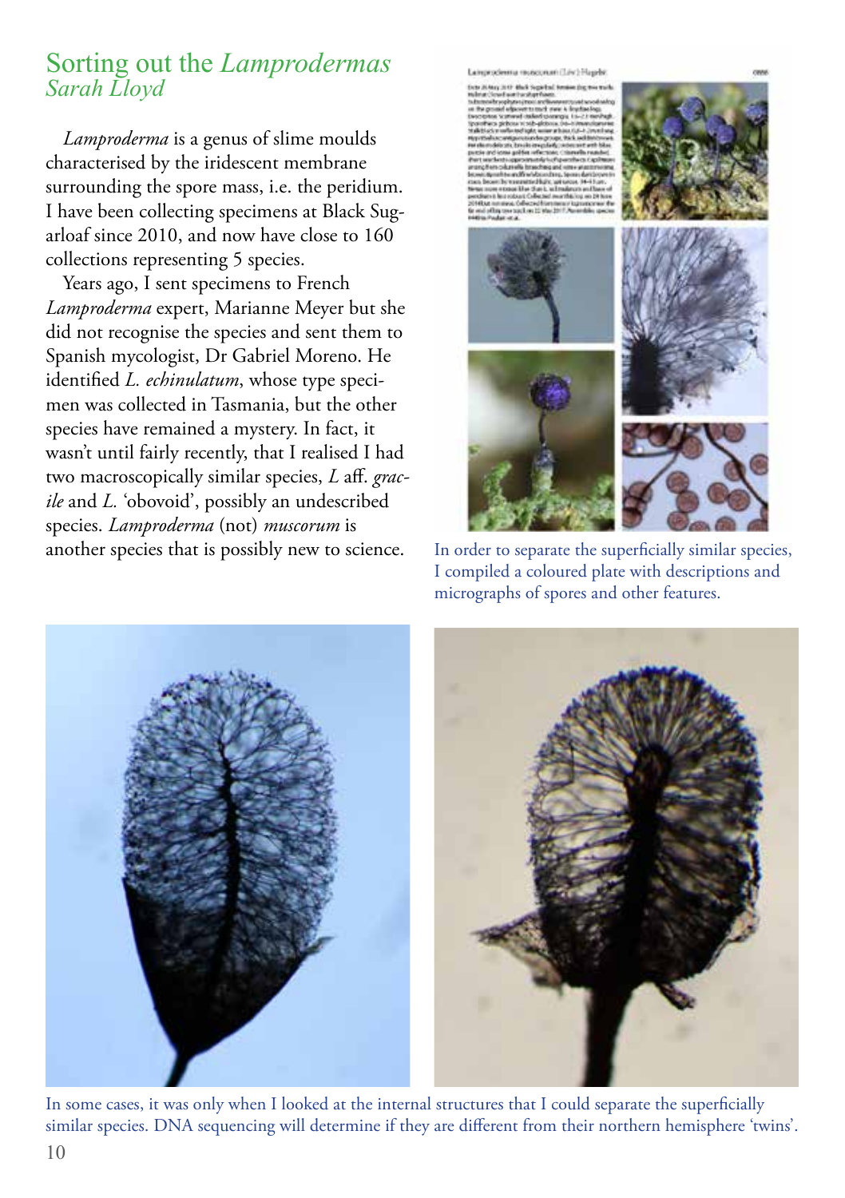# Sorting out the *Lamprodermas*

*Sarah Lloyd*

*Lamproderma* is a genus of slime moulds characterised by the iridescent membrane surrounding the spore mass, i.e. the peridium. I have been collecting specimens at Black Sugarloaf since 2010, and now have close to 160 collections representing 5 species.

Years ago, I sent specimens to French *Lamproderma* expert, Marianne Meyer but she did not recognise the species and sent them to Spanish mycologist, Dr Gabriel Moreno. He identified *L. echinulatum*, whose type specimen was collected in Tasmania, but the other species have remained a mystery. In fact, it wasn't until fairly recently, that I realised I had two macroscopically similar species, *L* aff. *gracile* and *L.* 'obovoid', possibly an undescribed species. *Lamproderma* (not) *muscorum* is another species that is possibly new to science.

In order to separate the superficially similar species, I compiled a coloured plate with descriptions and micrographs of spores and other features.

In some cases, it was only when I looked at the internal structures that I could separate the superficially similar species. DNA sequencing will determine if they are different from their northern hemisphere 'twins'.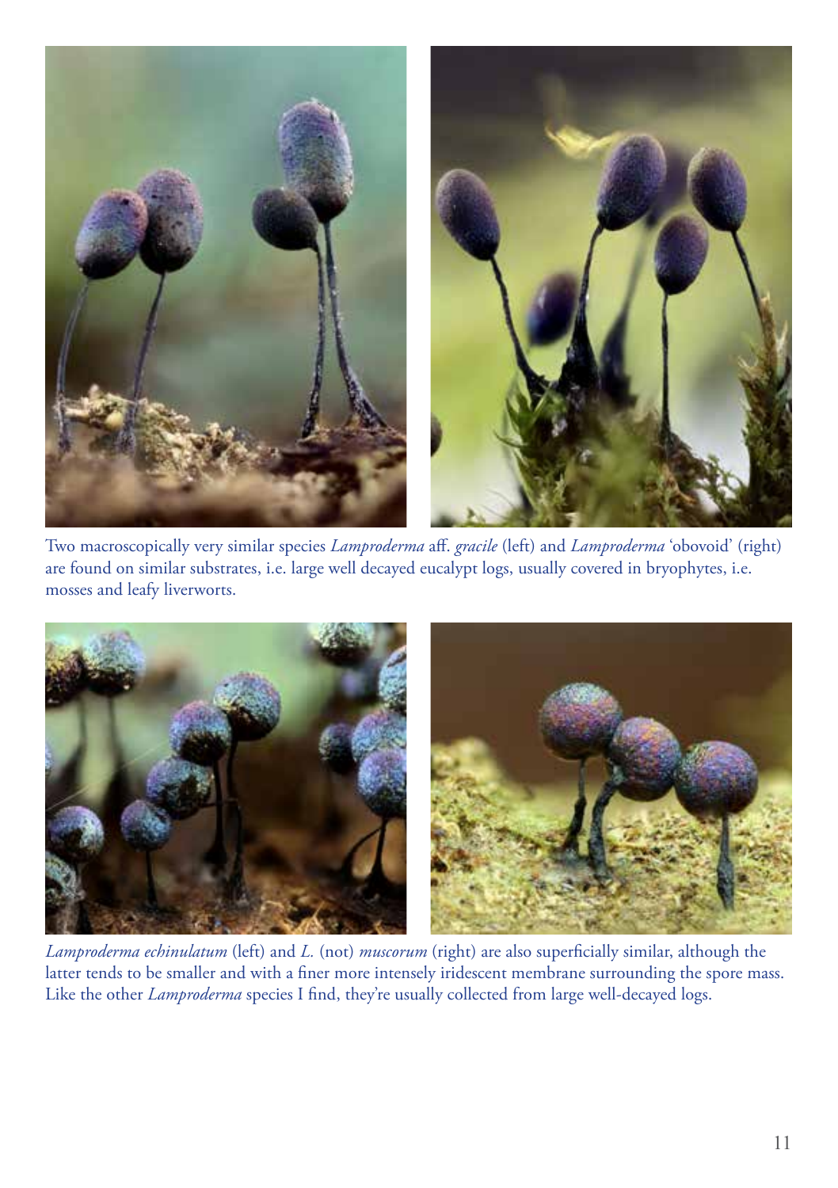Two macroscopically very similar species *Lamproderma* aff. *gracile* (left) and *Lamproderma* 'obovoid' (right) are found on similar substrates, i.e. large well decayed eucalypt logs, usually covered in bryophytes, i.e. mosses and leafy liverworts.

*Lamproderma echinulatum* (left) and *L.* (not) *muscorum* (right) are also superficially similar, although the latter tends to be smaller and with a finer more intensely iridescent membrane surrounding the spore mass. Like the other *Lamproderma* species I find, they're usually collected from large well-decayed logs.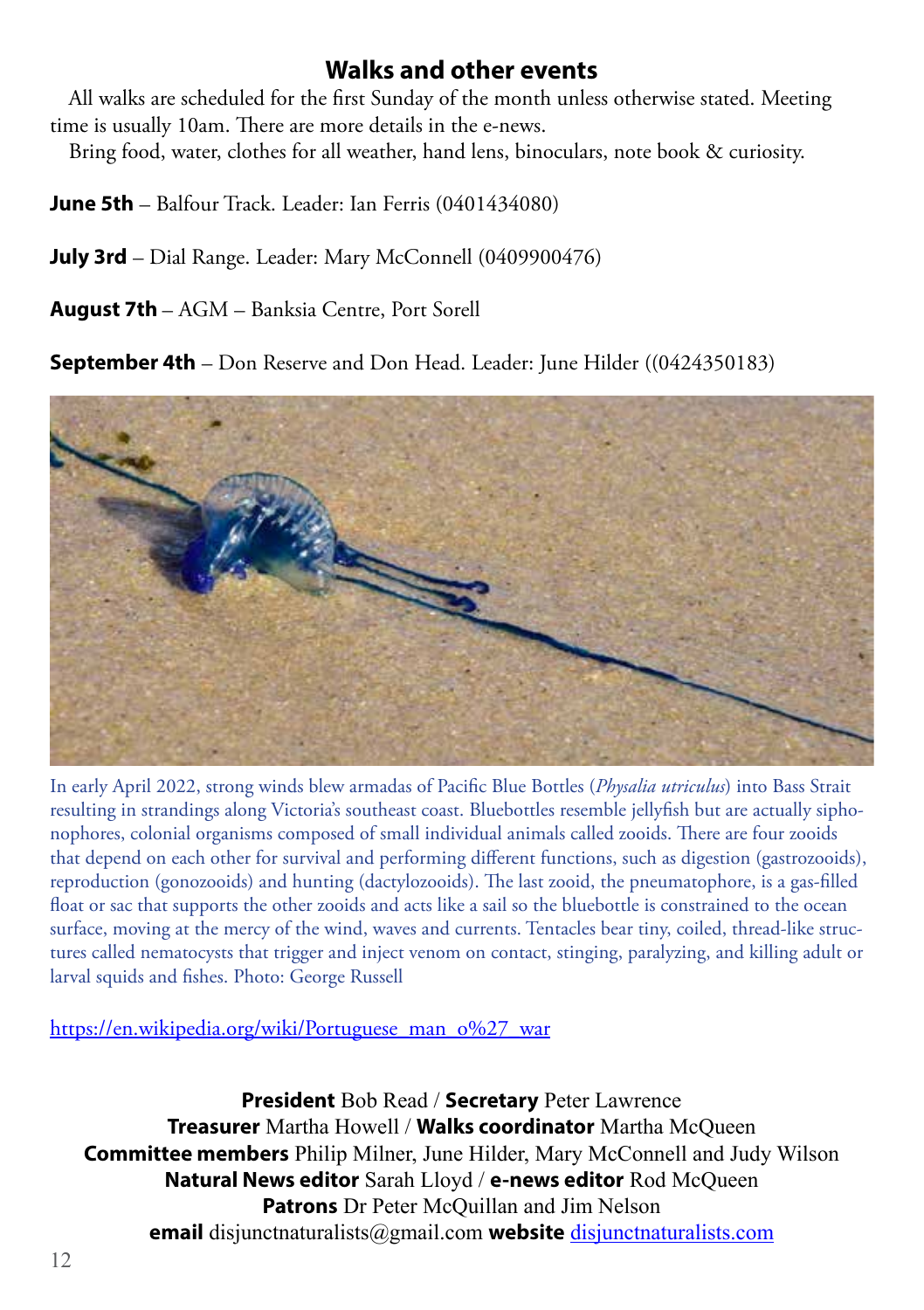## Walks and other events

All walks are scheduled for the first Sunday of the month unless otherwise stated. Meeting time is usually 10am. There are more details in the e-news.

Bring food, water, clothes for all weather, hand lens, binoculars, note book & curiosity.

**June 5th** – Balfour Track. Leader: Ian Ferris (0401434080)

**July 3rd** – Dial Range. Leader: Mary McConnell (0409900476)

**August 7th** – AGM – Banksia Centre, Port Sorell

**September 4th** – Don Reserve and Don Head. Leader: June Hilder ((0424350183)

In early April 2022, strong winds blew armadas of Pacific Blue Bottles (*Physalia utriculus*) into Bass Strait resulting in strandings along Victoria's southeast coast. Bluebottles resemble jellyfish but are actually siphonophores, colonial organisms composed of small individual animals called zooids. There are four zooids that depend on each other for survival and performing different functions, such as digestion (gastrozooids), reproduction (gonozooids) and hunting (dactylozooids). The last zooid, the pneumatophore, is a gas-filled float or sac that supports the other zooids and acts like a sail so the bluebottle is constrained to the ocean surface, moving at the mercy of the wind, waves and currents. Tentacles bear tiny, coiled, thread-like structures called nematocysts that trigger and inject venom on contact, stinging, paralyzing, and killing adult or larval squids and fishes. Photo: George Russell

https://en.wikipedia.org/wiki/Portuguese_man_o%27_war

**President** Bob Read / **Secretary** Peter Lawrence
**Treasurer** Martha Howell / **Walks coordinator** Martha McQueen
**Committee members** Philip Milner, June Hilder, Mary McConnell and Judy Wilson
**Natural News editor** Sarah Lloyd / **e-news editor** Rod McQueen
**Patrons** Dr Peter McQuillan and Jim Nelson
**email** disjunctnaturalists@gmail.com **website** disjunctnaturalists.com